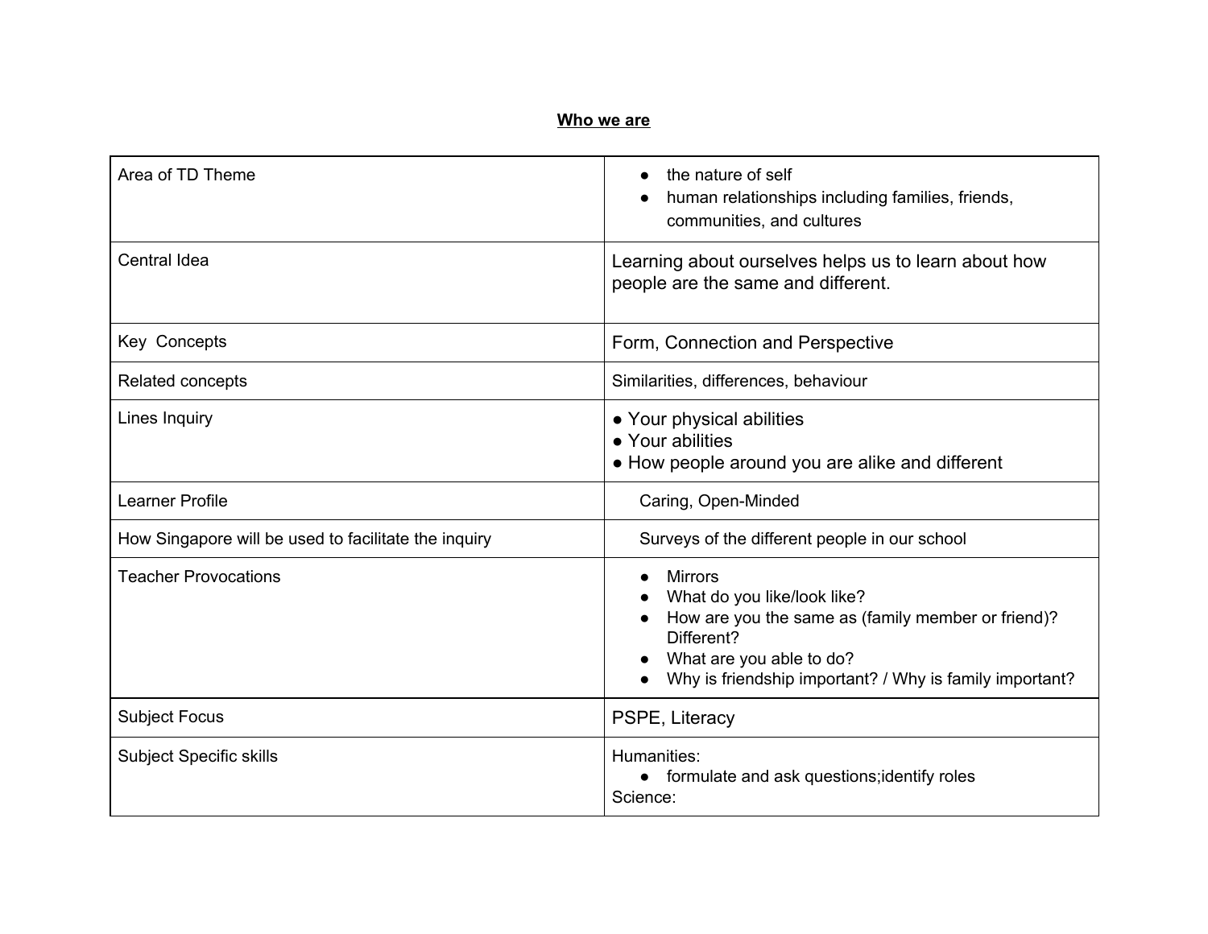**Who we are**

| | |
|---|---|
| Area of TD Theme | ● the nature of self<br>● human relationships including families, friends, communities, and cultures |
| Central Idea | Learning about ourselves helps us to learn about how people are the same and different. |
| Key Concepts | Form, Connection and Perspective |
| Related concepts | Similarities, differences, behaviour |
| Lines Inquiry | ● Your physical abilities<br>● Your abilities<br>● How people around you are alike and different |
| Learner Profile | Caring, Open-Minded |
| How Singapore will be used to facilitate the inquiry | Surveys of the different people in our school |
| Teacher Provocations | ● Mirrors<br>● What do you like/look like?<br>● How are you the same as (family member or friend)? Different?<br>● What are you able to do?<br>● Why is friendship important? / Why is family important? |
| Subject Focus | PSPE, Literacy |
| Subject Specific skills | Humanities:<br>● formulate and ask questions;identify roles<br>Science: |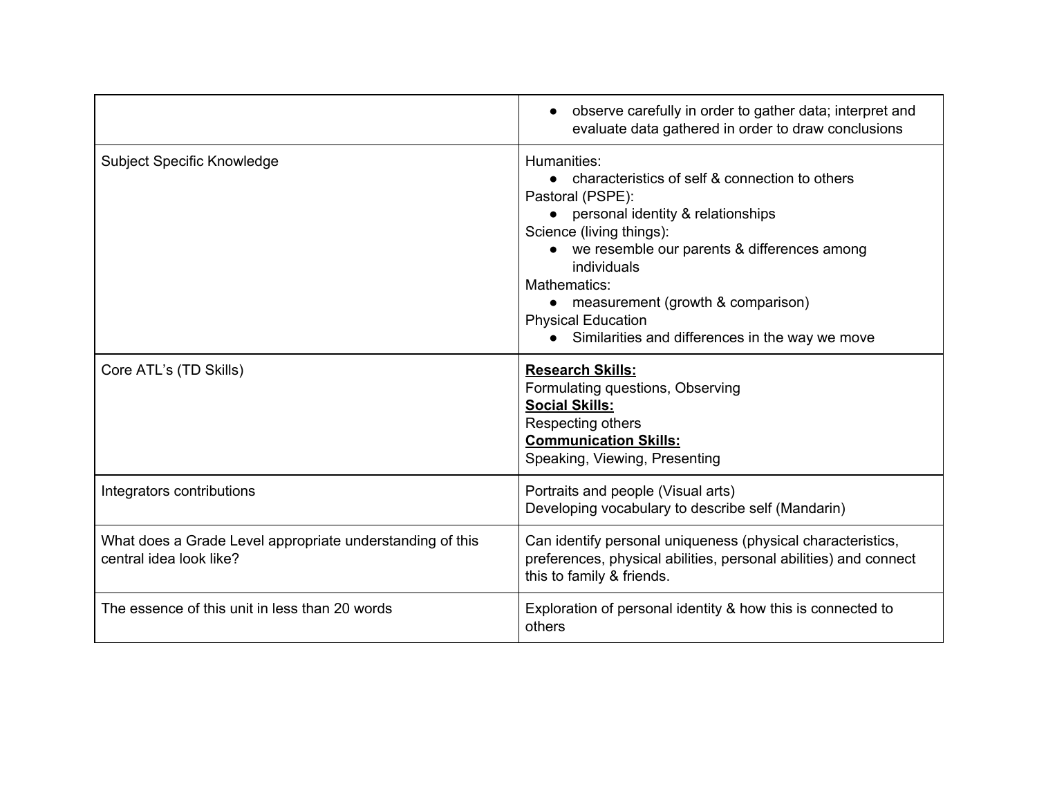| | |
|---|---|
| | • observe carefully in order to gather data; interpret and evaluate data gathered in order to draw conclusions |
| Subject Specific Knowledge | Humanities:<br>• characteristics of self & connection to others<br>Pastoral (PSPE):<br>• personal identity & relationships<br>Science (living things):<br>• we resemble our parents & differences among individuals<br>Mathematics:<br>• measurement (growth & comparison)<br>Physical Education<br>• Similarities and differences in the way we move |
| Core ATL's (TD Skills) | **Research Skills:**<br>Formulating questions, Observing<br>**Social Skills:**<br>Respecting others<br>**Communication Skills:**<br>Speaking, Viewing, Presenting |
| Integrators contributions | Portraits and people (Visual arts)<br>Developing vocabulary to describe self (Mandarin) |
| What does a Grade Level appropriate understanding of this central idea look like? | Can identify personal uniqueness (physical characteristics, preferences, physical abilities, personal abilities) and connect this to family & friends. |
| The essence of this unit in less than 20 words | Exploration of personal identity & how this is connected to others |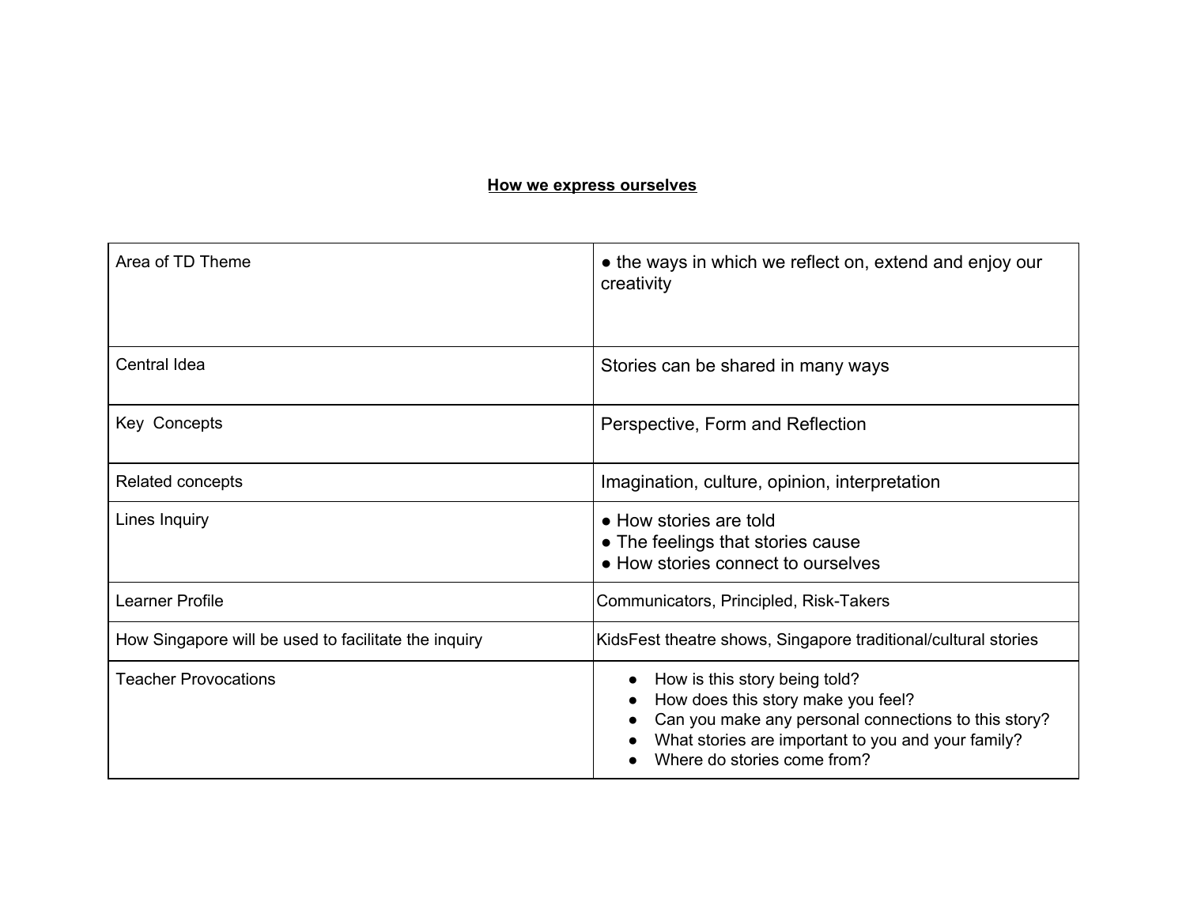**How we express ourselves**

| | |
|---|---|
| Area of TD Theme | ● the ways in which we reflect on, extend and enjoy our creativity |
| Central Idea | Stories can be shared in many ways |
| Key Concepts | Perspective, Form and Reflection |
| Related concepts | Imagination, culture, opinion, interpretation |
| Lines Inquiry | ● How stories are told<br>● The feelings that stories cause<br>● How stories connect to ourselves |
| Learner Profile | Communicators, Principled, Risk-Takers |
| How Singapore will be used to facilitate the inquiry | KidsFest theatre shows, Singapore traditional/cultural stories |
| Teacher Provocations | ● How is this story being told?<br>● How does this story make you feel?<br>● Can you make any personal connections to this story?<br>● What stories are important to you and your family?<br>● Where do stories come from? |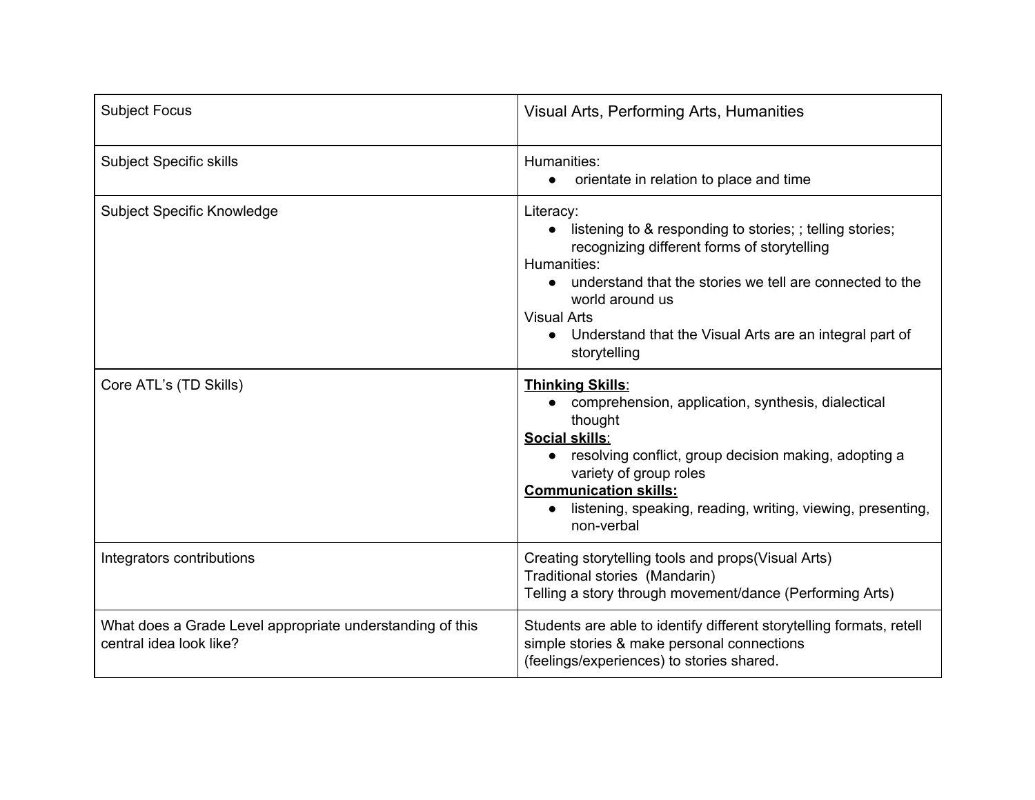| | |
|---|---|
| Subject Focus | Visual Arts, Performing Arts, Humanities |
| Subject Specific skills | Humanities:<br>● orientate in relation to place and time |
| Subject Specific Knowledge | Literacy:<br>● listening to & responding to stories; ; telling stories; recognizing different forms of storytelling<br>Humanities:<br>● understand that the stories we tell are connected to the world around us<br>Visual Arts<br>● Understand that the Visual Arts are an integral part of storytelling |
| Core ATL's (TD Skills) | **Thinking Skills**:<br>● comprehension, application, synthesis, dialectical thought<br>**Social skills**:<br>● resolving conflict, group decision making, adopting a variety of group roles<br>**Communication skills:**<br>● listening, speaking, reading, writing, viewing, presenting, non-verbal |
| Integrators contributions | Creating storytelling tools and props(Visual Arts)<br>Traditional stories (Mandarin)<br>Telling a story through movement/dance (Performing Arts) |
| What does a Grade Level appropriate understanding of this central idea look like? | Students are able to identify different storytelling formats, retell simple stories & make personal connections (feelings/experiences) to stories shared. |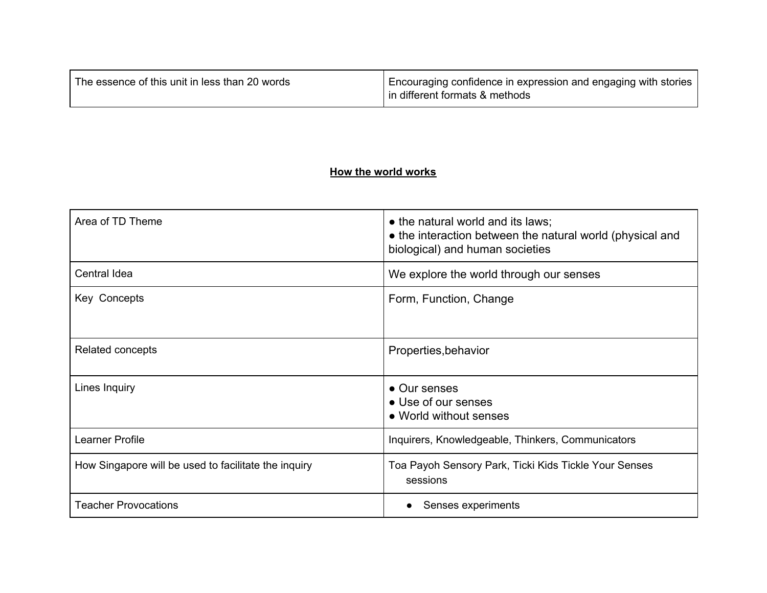| | |
|---|---|
| The essence of this unit in less than 20 words | Encouraging confidence in expression and engaging with stories in different formats & methods |

**How the world works**

| | |
|---|---|
| Area of TD Theme | ● the natural world and its laws;<br>● the interaction between the natural world (physical and biological) and human societies |
| Central Idea | We explore the world through our senses |
| Key  Concepts | Form, Function, Change |
| Related concepts | Properties,behavior |
| Lines Inquiry | ● Our senses<br>● Use of our senses<br>● World without senses |
| Learner Profile | Inquirers, Knowledgeable, Thinkers, Communicators |
| How Singapore will be used to facilitate the inquiry | Toa Payoh Sensory Park, Ticki Kids Tickle Your Senses sessions |
| Teacher Provocations | ● Senses experiments |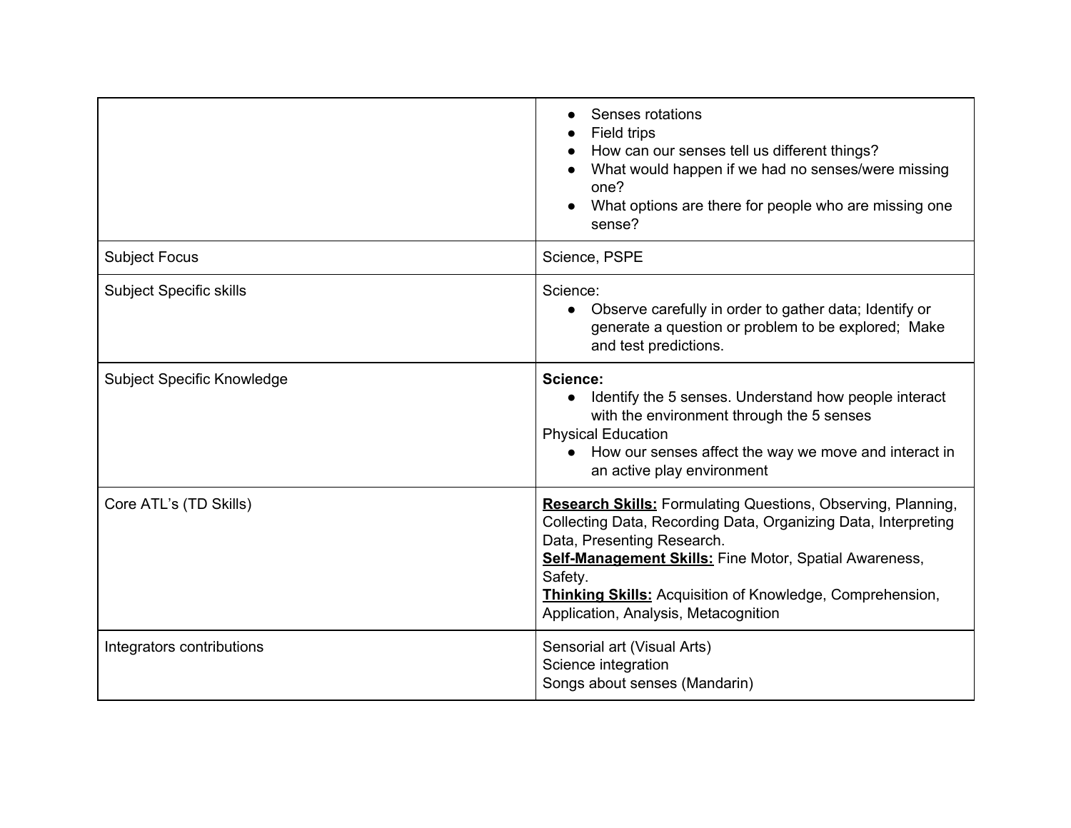| | |
|---|---|
| | • Senses rotations<br>• Field trips<br>• How can our senses tell us different things?<br>• What would happen if we had no senses/were missing one?<br>• What options are there for people who are missing one sense? |
| Subject Focus | Science, PSPE |
| Subject Specific skills | Science:<br>• Observe carefully in order to gather data; Identify or generate a question or problem to be explored; Make and test predictions. |
| Subject Specific Knowledge | **Science:**<br>• Identify the 5 senses. Understand how people interact with the environment through the 5 senses<br>Physical Education<br>• How our senses affect the way we move and interact in an active play environment |
| Core ATL's (TD Skills) | **<u>Research Skills:</u>** Formulating Questions, Observing, Planning, Collecting Data, Recording Data, Organizing Data, Interpreting Data, Presenting Research.<br>**<u>Self-Management Skills:</u>** Fine Motor, Spatial Awareness, Safety.<br>**<u>Thinking Skills:</u>** Acquisition of Knowledge, Comprehension, Application, Analysis, Metacognition |
| Integrators contributions | Sensorial art (Visual Arts)<br>Science integration<br>Songs about senses (Mandarin) |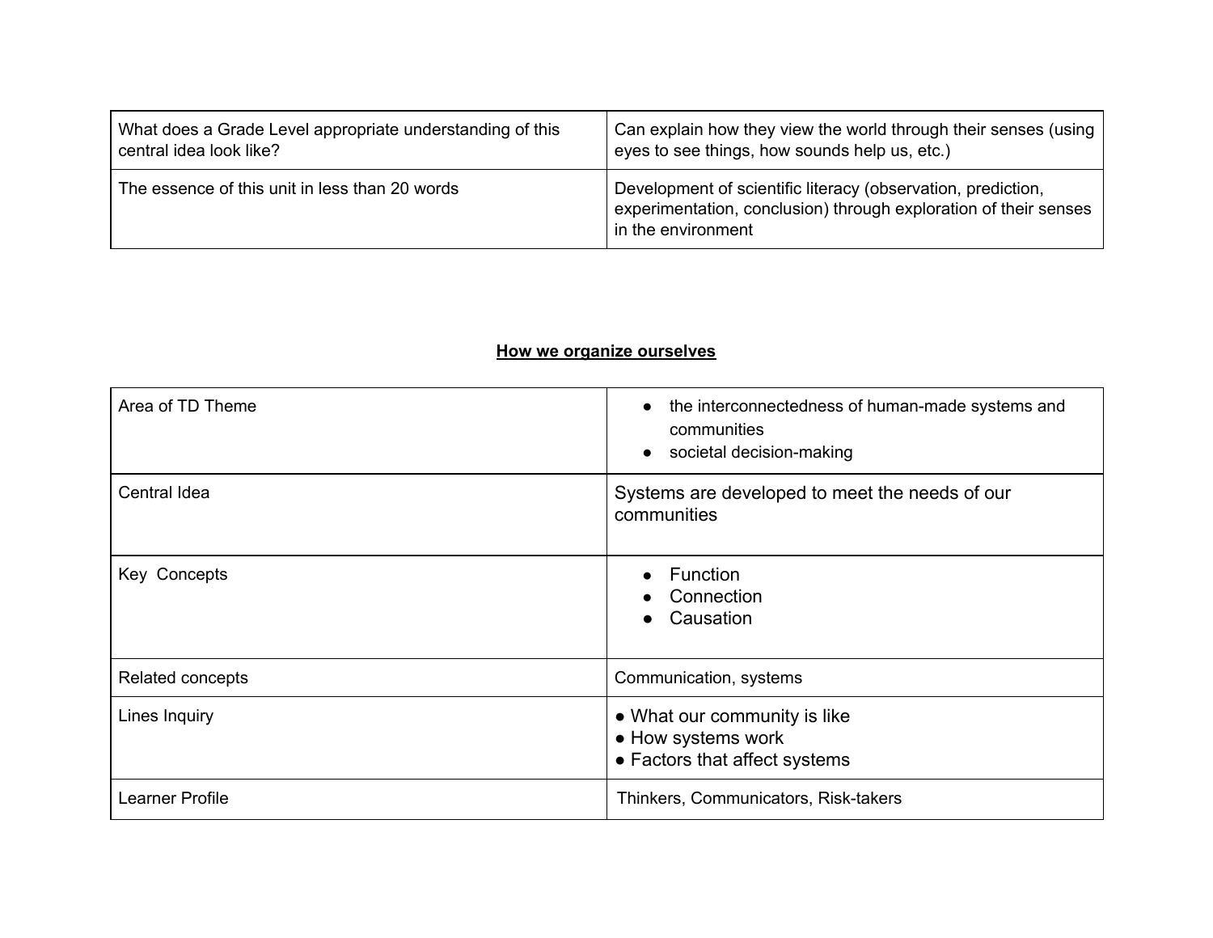| | |
|---|---|
| What does a Grade Level appropriate understanding of this central idea look like? | Can explain how they view the world through their senses (using eyes to see things, how sounds help us, etc.) |
| The essence of this unit in less than 20 words | Development of scientific literacy (observation, prediction, experimentation, conclusion) through exploration of their senses in the environment |

**How we organize ourselves**

| | |
|---|---|
| Area of TD Theme | ● the interconnectedness of human-made systems and communities<br>● societal decision-making |
| Central Idea | Systems are developed to meet the needs of our communities |
| Key Concepts | ● Function<br>● Connection<br>● Causation |
| Related concepts | Communication, systems |
| Lines Inquiry | ● What our community is like<br>● How systems work<br>● Factors that affect systems |
| Learner Profile | Thinkers, Communicators, Risk-takers |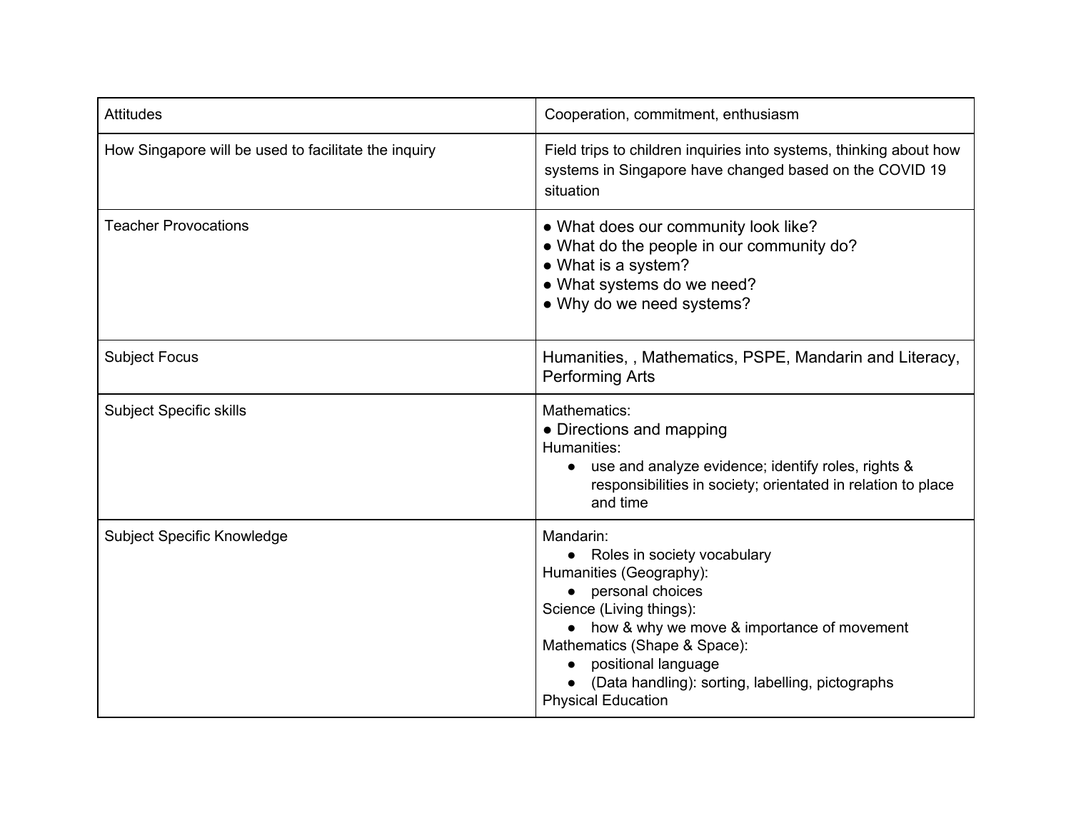| Attitudes | Cooperation, commitment, enthusiasm |
|---|---|
| How Singapore will be used to facilitate the inquiry | Field trips to children inquiries into systems, thinking about how systems in Singapore have changed based on the COVID 19 situation |
| Teacher Provocations | • What does our community look like?<br>• What do the people in our community do?<br>• What is a system?<br>• What systems do we need?<br>• Why do we need systems? |
| Subject Focus | Humanities, , Mathematics, PSPE, Mandarin and Literacy, Performing Arts |
| Subject Specific skills | Mathematics:<br>• Directions and mapping<br>Humanities:<br>• use and analyze evidence; identify roles, rights & responsibilities in society; orientated in relation to place and time |
| Subject Specific Knowledge | Mandarin:<br>• Roles in society vocabulary<br>Humanities (Geography):<br>• personal choices<br>Science (Living things):<br>• how & why we move & importance of movement<br>Mathematics (Shape & Space):<br>• positional language<br>• (Data handling): sorting, labelling, pictographs<br>Physical Education |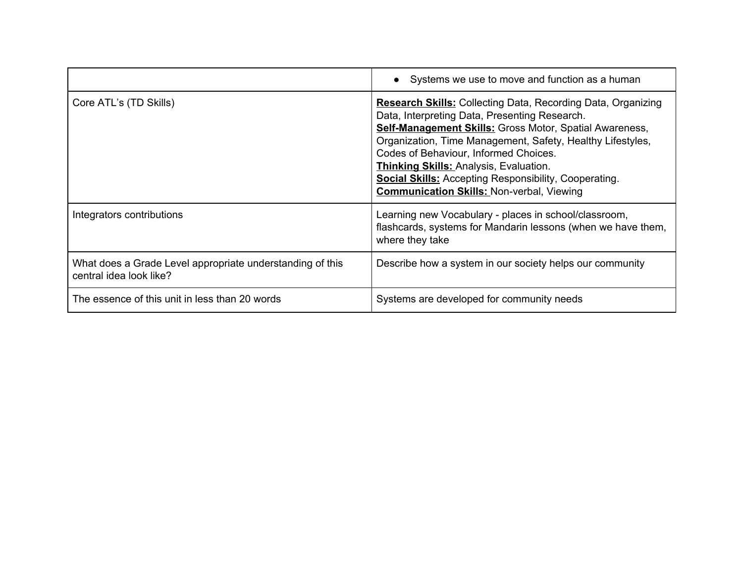| | |
|---|---|
| | • Systems we use to move and function as a human |
| Core ATL's (TD Skills) | **Research Skills:** Collecting Data, Recording Data, Organizing Data, Interpreting Data, Presenting Research.<br>**Self-Management Skills:** Gross Motor, Spatial Awareness, Organization, Time Management, Safety, Healthy Lifestyles, Codes of Behaviour, Informed Choices.<br>**Thinking Skills:** Analysis, Evaluation.<br>**Social Skills:** Accepting Responsibility, Cooperating.<br>**Communication Skills:** Non-verbal, Viewing |
| Integrators contributions | Learning new Vocabulary - places in school/classroom, flashcards, systems for Mandarin lessons (when we have them, where they take |
| What does a Grade Level appropriate understanding of this central idea look like? | Describe how a system in our society helps our community |
| The essence of this unit in less than 20 words | Systems are developed for community needs |